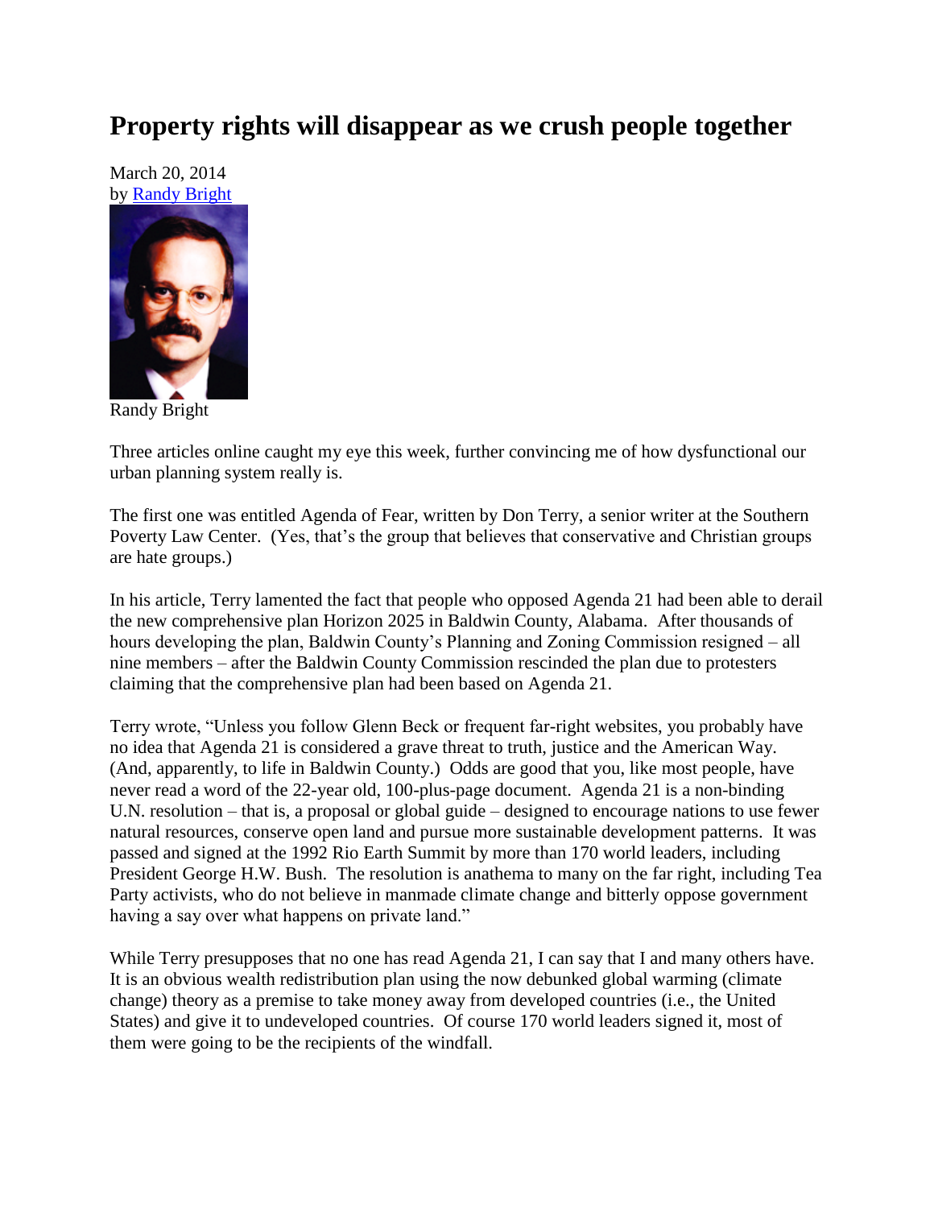# Property rights will disappear as we crush people together

March 20, 2014
by Randy Bright

Randy Bright

Three articles online caught my eye this week, further convincing me of how dysfunctional our urban planning system really is.

The first one was entitled Agenda of Fear, written by Don Terry, a senior writer at the Southern Poverty Law Center. (Yes, that's the group that believes that conservative and Christian groups are hate groups.)

In his article, Terry lamented the fact that people who opposed Agenda 21 had been able to derail the new comprehensive plan Horizon 2025 in Baldwin County, Alabama. After thousands of hours developing the plan, Baldwin County's Planning and Zoning Commission resigned – all nine members – after the Baldwin County Commission rescinded the plan due to protesters claiming that the comprehensive plan had been based on Agenda 21.

Terry wrote, "Unless you follow Glenn Beck or frequent far-right websites, you probably have no idea that Agenda 21 is considered a grave threat to truth, justice and the American Way. (And, apparently, to life in Baldwin County.) Odds are good that you, like most people, have never read a word of the 22-year old, 100-plus-page document. Agenda 21 is a non-binding U.N. resolution – that is, a proposal or global guide – designed to encourage nations to use fewer natural resources, conserve open land and pursue more sustainable development patterns. It was passed and signed at the 1992 Rio Earth Summit by more than 170 world leaders, including President George H.W. Bush. The resolution is anathema to many on the far right, including Tea Party activists, who do not believe in manmade climate change and bitterly oppose government having a say over what happens on private land."

While Terry presupposes that no one has read Agenda 21, I can say that I and many others have. It is an obvious wealth redistribution plan using the now debunked global warming (climate change) theory as a premise to take money away from developed countries (i.e., the United States) and give it to undeveloped countries. Of course 170 world leaders signed it, most of them were going to be the recipients of the windfall.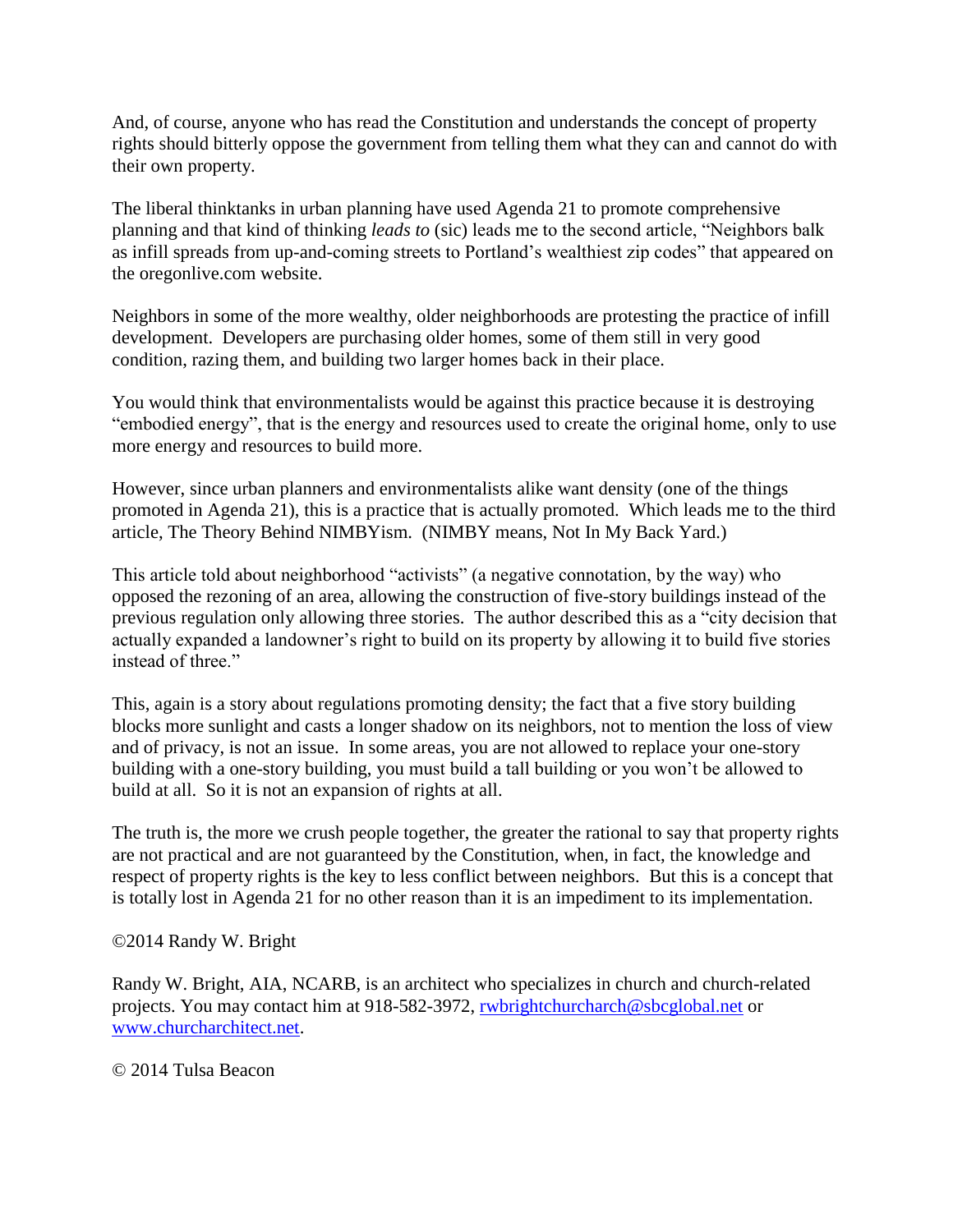And, of course, anyone who has read the Constitution and understands the concept of property rights should bitterly oppose the government from telling them what they can and cannot do with their own property.

The liberal thinktanks in urban planning have used Agenda 21 to promote comprehensive planning and that kind of thinking *leads to* (sic) leads me to the second article, "Neighbors balk as infill spreads from up-and-coming streets to Portland's wealthiest zip codes" that appeared on the oregonlive.com website.

Neighbors in some of the more wealthy, older neighborhoods are protesting the practice of infill development. Developers are purchasing older homes, some of them still in very good condition, razing them, and building two larger homes back in their place.

You would think that environmentalists would be against this practice because it is destroying "embodied energy", that is the energy and resources used to create the original home, only to use more energy and resources to build more.

However, since urban planners and environmentalists alike want density (one of the things promoted in Agenda 21), this is a practice that is actually promoted. Which leads me to the third article, The Theory Behind NIMBYism. (NIMBY means, Not In My Back Yard.)

This article told about neighborhood "activists" (a negative connotation, by the way) who opposed the rezoning of an area, allowing the construction of five-story buildings instead of the previous regulation only allowing three stories. The author described this as a "city decision that actually expanded a landowner's right to build on its property by allowing it to build five stories instead of three."

This, again is a story about regulations promoting density; the fact that a five story building blocks more sunlight and casts a longer shadow on its neighbors, not to mention the loss of view and of privacy, is not an issue. In some areas, you are not allowed to replace your one-story building with a one-story building, you must build a tall building or you won't be allowed to build at all. So it is not an expansion of rights at all.

The truth is, the more we crush people together, the greater the rational to say that property rights are not practical and are not guaranteed by the Constitution, when, in fact, the knowledge and respect of property rights is the key to less conflict between neighbors. But this is a concept that is totally lost in Agenda 21 for no other reason than it is an impediment to its implementation.

©2014 Randy W. Bright

Randy W. Bright, AIA, NCARB, is an architect who specializes in church and church-related projects. You may contact him at 918-582-3972, rwbrightchurcharch@sbcglobal.net or www.churcharchitect.net.

© 2014 Tulsa Beacon